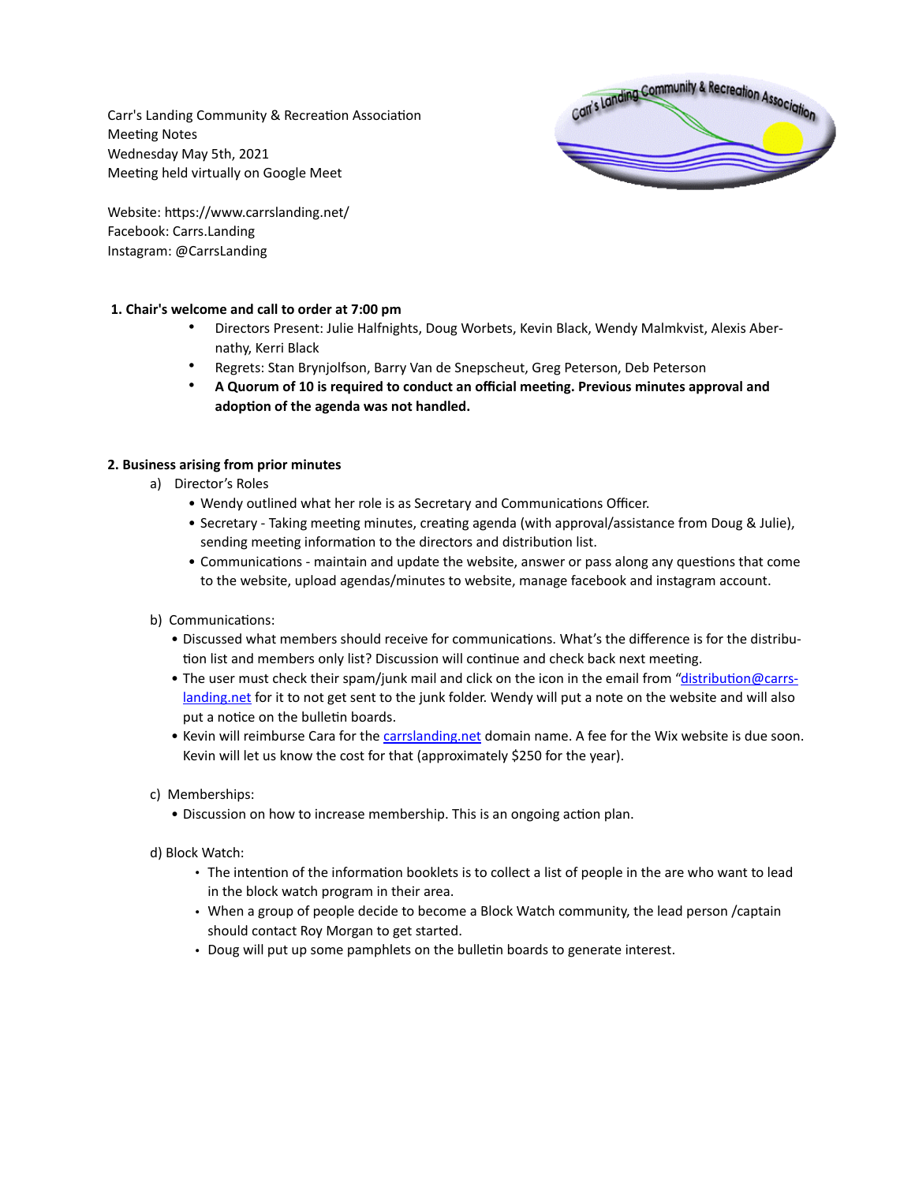Carr's Landing Community & Recreation Association
Meeting Notes
Wednesday May 5th, 2021
Meeting held virtually on Google Meet

Website: https://www.carrslanding.net/
Facebook: Carrs.Landing
Instagram: @CarrsLanding

**1. Chair's welcome and call to order at 7:00 pm**

- Directors Present: Julie Halfnights, Doug Worbets, Kevin Black, Wendy Malmkvist, Alexis Abernathy, Kerri Black
- Regrets: Stan Brynjolfson, Barry Van de Snepscheut, Greg Peterson, Deb Peterson
- **A Quorum of 10 is required to conduct an official meeting. Previous minutes approval and adoption of the agenda was not handled.**

**2. Business arising from prior minutes**

a) Director's Roles

- Wendy outlined what her role is as Secretary and Communications Officer.
- Secretary - Taking meeting minutes, creating agenda (with approval/assistance from Doug & Julie), sending meeting information to the directors and distribution list.
- Communications - maintain and update the website, answer or pass along any questions that come to the website, upload agendas/minutes to website, manage facebook and instagram account.

b) Communications:

- Discussed what members should receive for communications. What's the difference is for the distribution list and members only list? Discussion will continue and check back next meeting.
- The user must check their spam/junk mail and click on the icon in the email from "distribution@carrslanding.net for it to not get sent to the junk folder. Wendy will put a note on the website and will also put a notice on the bulletin boards.
- Kevin will reimburse Cara for the carrslanding.net domain name. A fee for the Wix website is due soon. Kevin will let us know the cost for that (approximately $250 for the year).

c) Memberships:

- Discussion on how to increase membership. This is an ongoing action plan.

d) Block Watch:

- The intention of the information booklets is to collect a list of people in the are who want to lead in the block watch program in their area.
- When a group of people decide to become a Block Watch community, the lead person /captain should contact Roy Morgan to get started.
- Doug will put up some pamphlets on the bulletin boards to generate interest.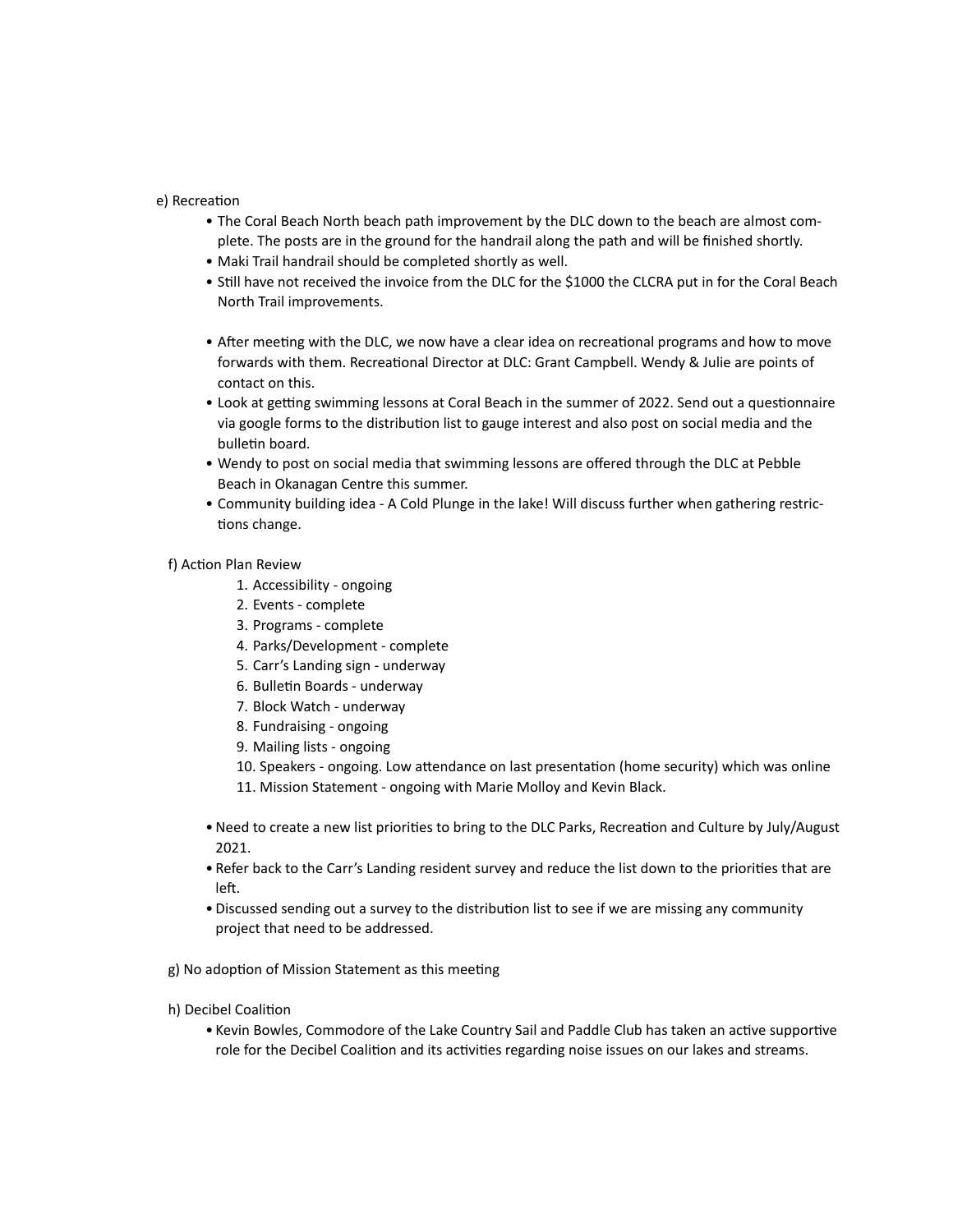e) Recreation

- The Coral Beach North beach path improvement by the DLC down to the beach are almost complete. The posts are in the ground for the handrail along the path and will be finished shortly.
- Maki Trail handrail should be completed shortly as well.
- Still have not received the invoice from the DLC for the $1000 the CLCRA put in for the Coral Beach North Trail improvements.

- After meeting with the DLC, we now have a clear idea on recreational programs and how to move forwards with them. Recreational Director at DLC: Grant Campbell. Wendy & Julie are points of contact on this.
- Look at getting swimming lessons at Coral Beach in the summer of 2022. Send out a questionnaire via google forms to the distribution list to gauge interest and also post on social media and the bulletin board.
- Wendy to post on social media that swimming lessons are offered through the DLC at Pebble Beach in Okanagan Centre this summer.
- Community building idea - A Cold Plunge in the lake! Will discuss further when gathering restrictions change.

f) Action Plan Review

1. Accessibility - ongoing
2. Events - complete
3. Programs - complete
4. Parks/Development - complete
5. Carr's Landing sign - underway
6. Bulletin Boards - underway
7. Block Watch - underway
8. Fundraising - ongoing
9. Mailing lists - ongoing
10. Speakers - ongoing. Low attendance on last presentation (home security) which was online
11. Mission Statement - ongoing with Marie Molloy and Kevin Black.

- Need to create a new list priorities to bring to the DLC Parks, Recreation and Culture by July/August 2021.
- Refer back to the Carr's Landing resident survey and reduce the list down to the priorities that are left.
- Discussed sending out a survey to the distribution list to see if we are missing any community project that need to be addressed.

g) No adoption of Mission Statement as this meeting

h) Decibel Coalition

- Kevin Bowles, Commodore of the Lake Country Sail and Paddle Club has taken an active supportive role for the Decibel Coalition and its activities regarding noise issues on our lakes and streams.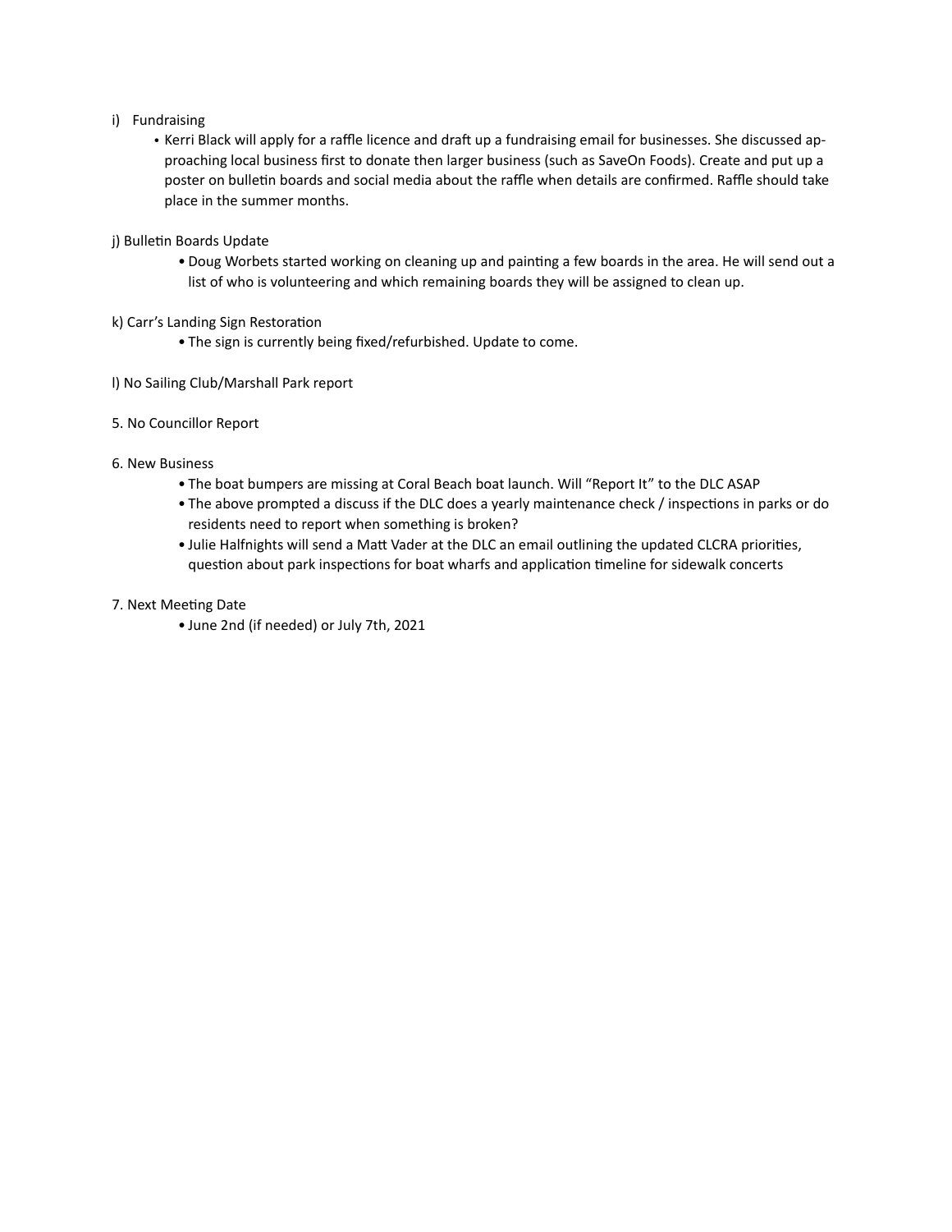i) Fundraising

- Kerri Black will apply for a raffle licence and draft up a fundraising email for businesses. She discussed approaching local business first to donate then larger business (such as SaveOn Foods). Create and put up a poster on bulletin boards and social media about the raffle when details are confirmed. Raffle should take place in the summer months.

j) Bulletin Boards Update

- Doug Worbets started working on cleaning up and painting a few boards in the area. He will send out a list of who is volunteering and which remaining boards they will be assigned to clean up.

k) Carr's Landing Sign Restoration

- The sign is currently being fixed/refurbished. Update to come.

l) No Sailing Club/Marshall Park report

5. No Councillor Report

6. New Business

- The boat bumpers are missing at Coral Beach boat launch. Will "Report It" to the DLC ASAP
- The above prompted a discuss if the DLC does a yearly maintenance check / inspections in parks or do residents need to report when something is broken?
- Julie Halfnights will send a Matt Vader at the DLC an email outlining the updated CLCRA priorities, question about park inspections for boat wharfs and application timeline for sidewalk concerts

7. Next Meeting Date

- June 2nd (if needed) or July 7th, 2021